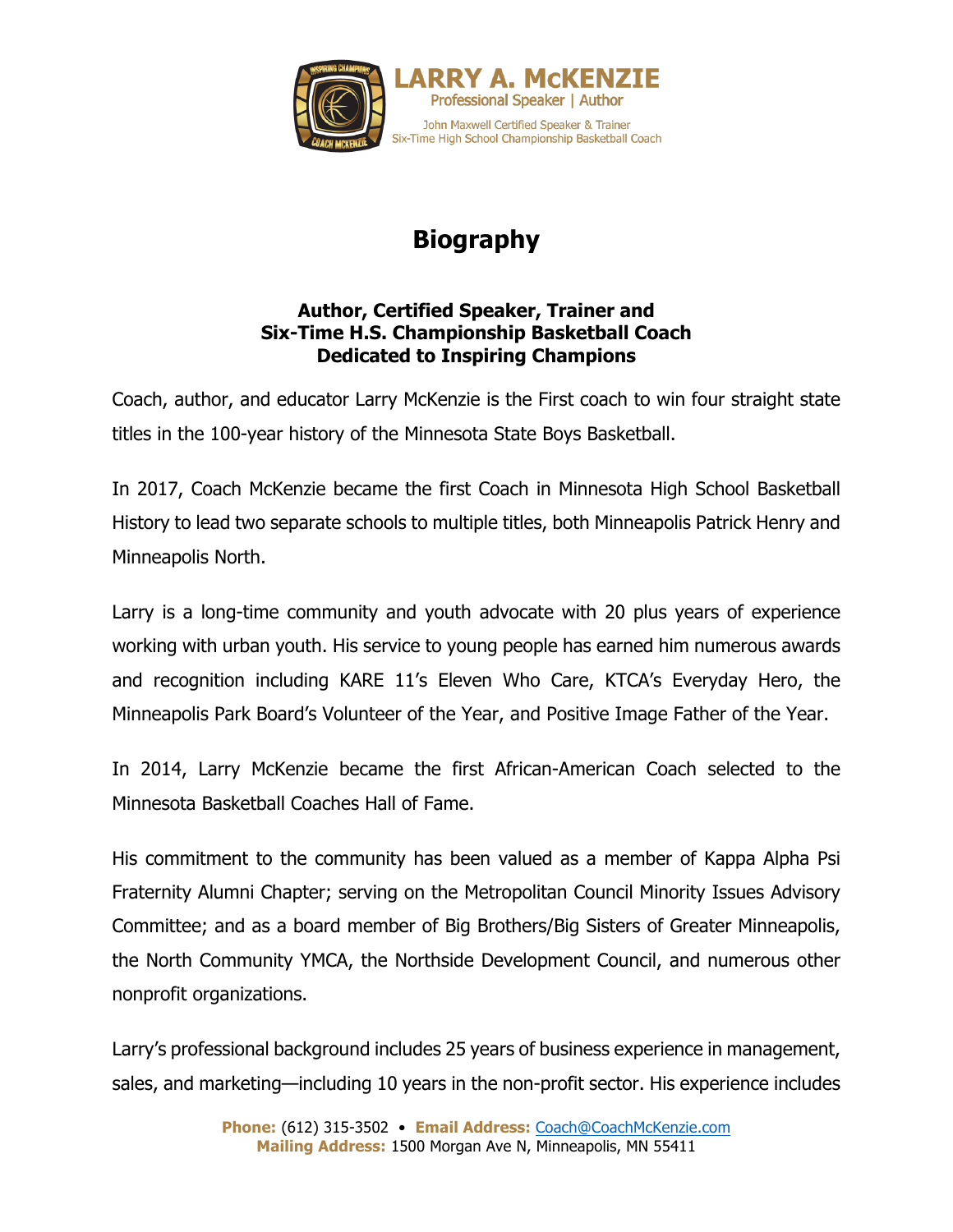**LARRY A. McKENZIE**
Professional Speaker | Author
John Maxwell Certified Speaker & Trainer
Six-Time High School Championship Basketball Coach

# Biography

### Author, Certified Speaker, Trainer and Six-Time H.S. Championship Basketball Coach Dedicated to Inspiring Champions

Coach, author, and educator Larry McKenzie is the First coach to win four straight state titles in the 100-year history of the Minnesota State Boys Basketball.

In 2017, Coach McKenzie became the first Coach in Minnesota High School Basketball History to lead two separate schools to multiple titles, both Minneapolis Patrick Henry and Minneapolis North.

Larry is a long-time community and youth advocate with 20 plus years of experience working with urban youth. His service to young people has earned him numerous awards and recognition including KARE 11's Eleven Who Care, KTCA's Everyday Hero, the Minneapolis Park Board's Volunteer of the Year, and Positive Image Father of the Year.

In 2014, Larry McKenzie became the first African-American Coach selected to the Minnesota Basketball Coaches Hall of Fame.

His commitment to the community has been valued as a member of Kappa Alpha Psi Fraternity Alumni Chapter; serving on the Metropolitan Council Minority Issues Advisory Committee; and as a board member of Big Brothers/Big Sisters of Greater Minneapolis, the North Community YMCA, the Northside Development Council, and numerous other nonprofit organizations.

Larry's professional background includes 25 years of business experience in management, sales, and marketing—including 10 years in the non-profit sector. His experience includes

**Phone:** (612) 315-3502 • **Email Address:** Coach@CoachMcKenzie.com
**Mailing Address:** 1500 Morgan Ave N, Minneapolis, MN 55411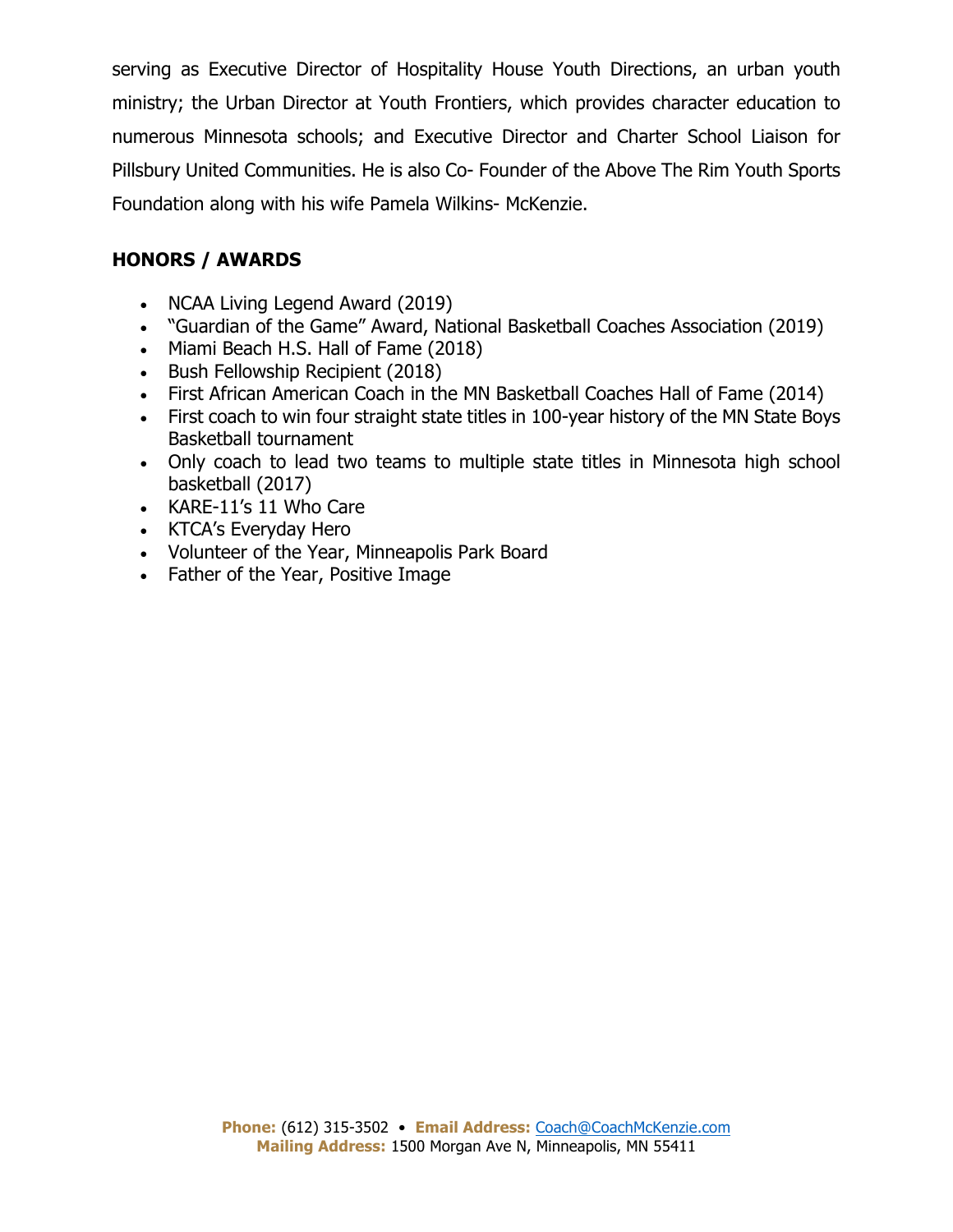serving as Executive Director of Hospitality House Youth Directions, an urban youth ministry; the Urban Director at Youth Frontiers, which provides character education to numerous Minnesota schools; and Executive Director and Charter School Liaison for Pillsbury United Communities. He is also Co- Founder of the Above The Rim Youth Sports Foundation along with his wife Pamela Wilkins- McKenzie.

## HONORS / AWARDS

- NCAA Living Legend Award (2019)
- "Guardian of the Game" Award, National Basketball Coaches Association (2019)
- Miami Beach H.S. Hall of Fame (2018)
- Bush Fellowship Recipient (2018)
- First African American Coach in the MN Basketball Coaches Hall of Fame (2014)
- First coach to win four straight state titles in 100-year history of the MN State Boys Basketball tournament
- Only coach to lead two teams to multiple state titles in Minnesota high school basketball (2017)
- KARE-11's 11 Who Care
- KTCA's Everyday Hero
- Volunteer of the Year, Minneapolis Park Board
- Father of the Year, Positive Image

**Phone:** (612) 315-3502 • **Email Address:** Coach@CoachMcKenzie.com
**Mailing Address:** 1500 Morgan Ave N, Minneapolis, MN 55411